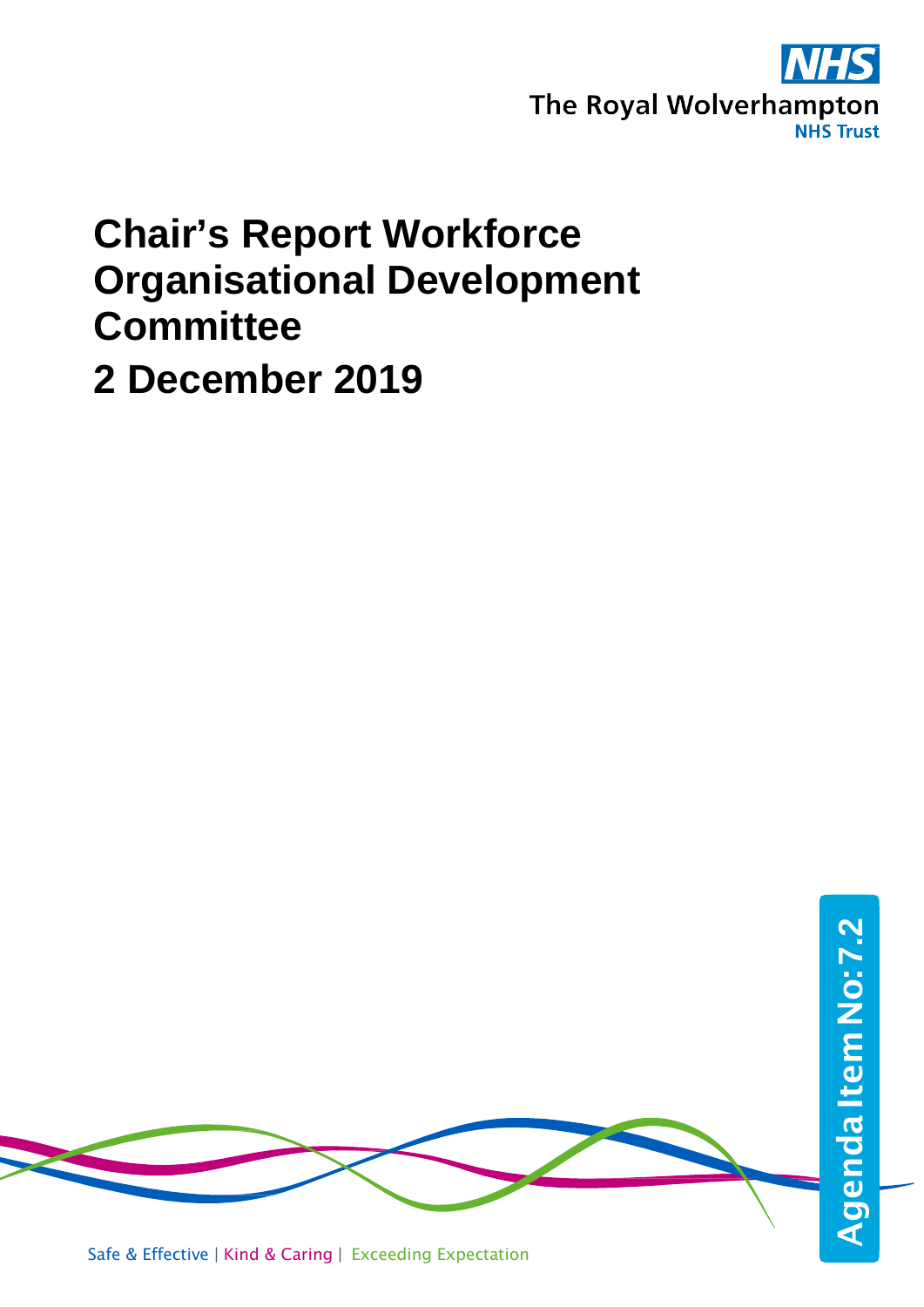The Royal Wolverhampton NHS Trust

# Chair's Report Workforce Organisational Development Committee

# 2 December 2019

Agenda Item No: 7.2

Safe & Effective | Kind & Caring | Exceeding Expectation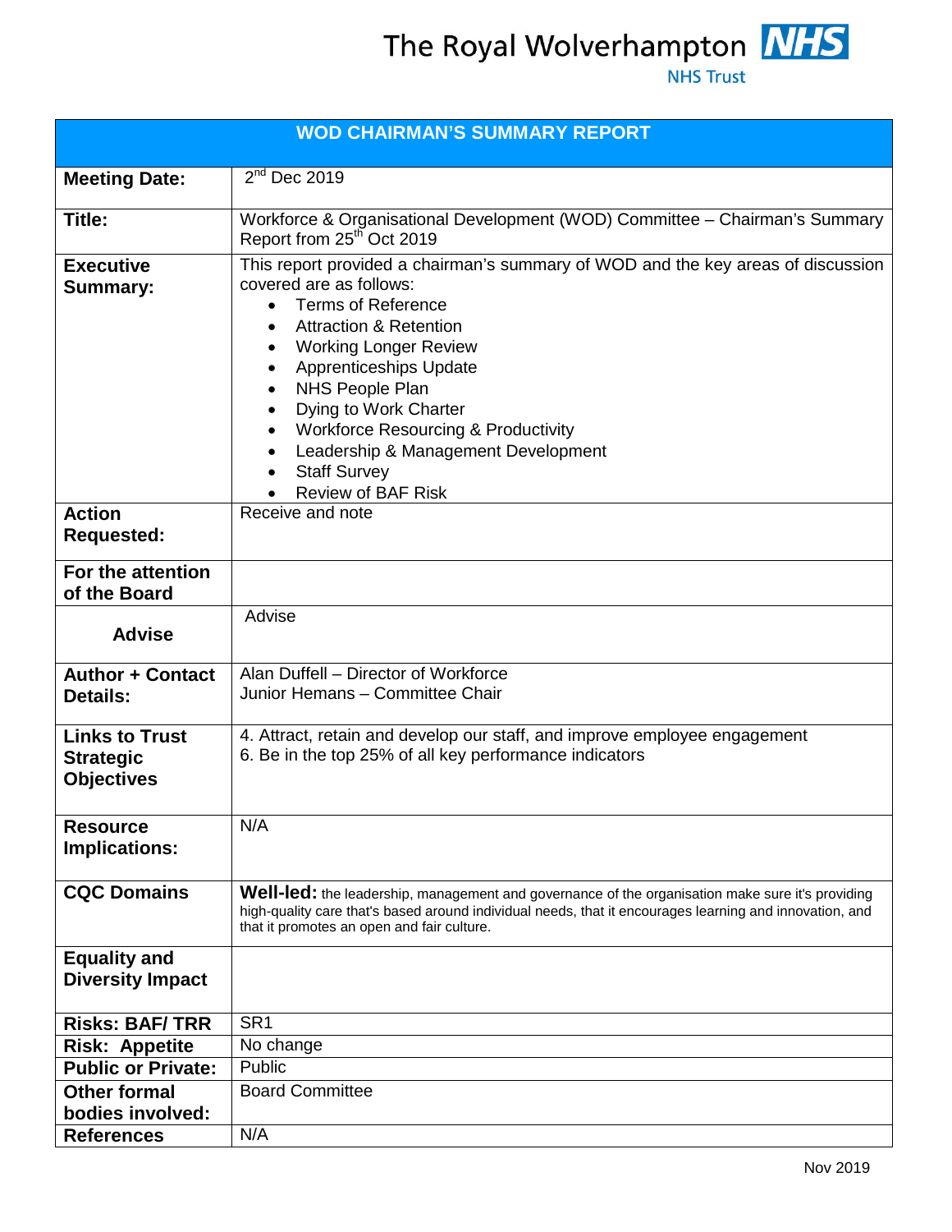The Royal Wolverhampton **NHS**
NHS Trust

| WOD CHAIRMAN'S SUMMARY REPORT | |
|---|---|
| **Meeting Date:** | 2nd Dec 2019 |
| **Title:** | Workforce & Organisational Development (WOD) Committee – Chairman's Summary Report from 25th Oct 2019 |
| **Executive Summary:** | This report provided a chairman's summary of WOD and the key areas of discussion covered are as follows:<br>• Terms of Reference<br>• Attraction & Retention<br>• Working Longer Review<br>• Apprenticeships Update<br>• NHS People Plan<br>• Dying to Work Charter<br>• Workforce Resourcing & Productivity<br>• Leadership & Management Development<br>• Staff Survey<br>• Review of BAF Risk |
| **Action Requested:** | Receive and note |
| **For the attention of the Board** | |
| **Advise** | Advise |
| **Author + Contact Details:** | Alan Duffell – Director of Workforce<br>Junior Hemans – Committee Chair |
| **Links to Trust Strategic Objectives** | 4. Attract, retain and develop our staff, and improve employee engagement<br>6. Be in the top 25% of all key performance indicators |
| **Resource Implications:** | N/A |
| **CQC Domains** | **Well-led:** the leadership, management and governance of the organisation make sure it's providing high-quality care that's based around individual needs, that it encourages learning and innovation, and that it promotes an open and fair culture. |
| **Equality and Diversity Impact** | |
| **Risks: BAF/ TRR** | SR1 |
| **Risk: Appetite** | No change |
| **Public or Private:** | Public |
| **Other formal bodies involved:** | Board Committee |
| **References** | N/A |

Nov 2019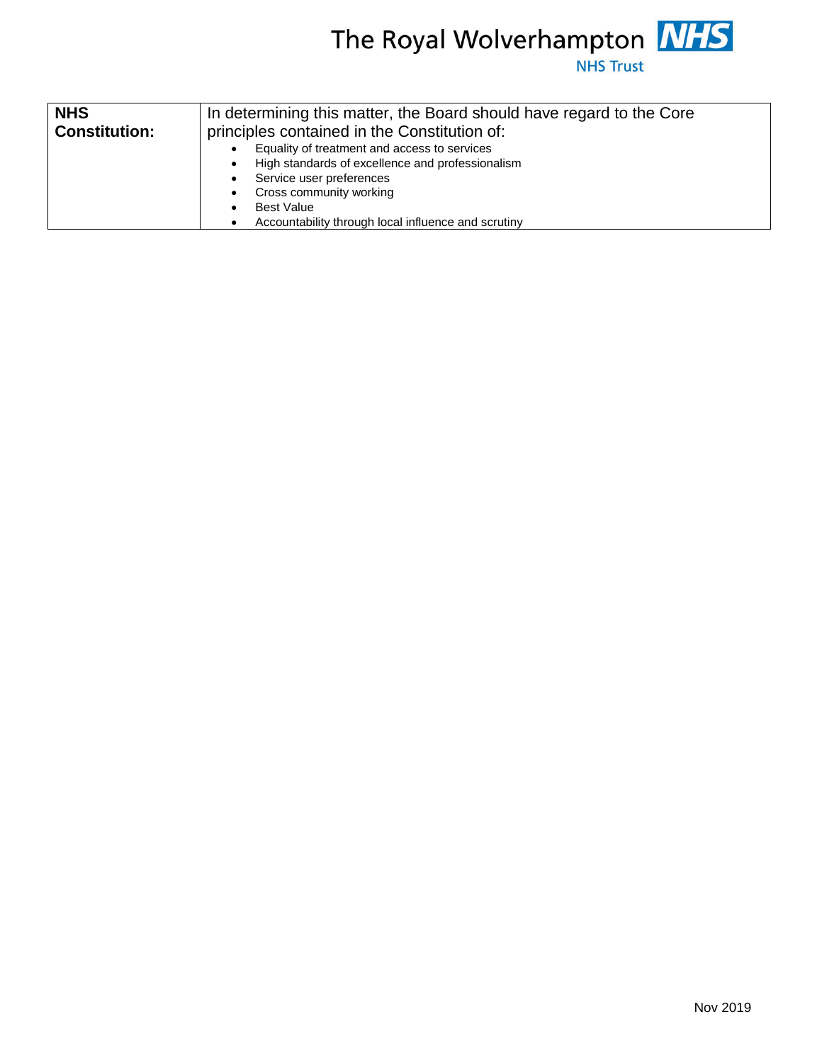| NHS Constitution: | In determining this matter, the Board should have regard to the Core principles contained in the Constitution of:<br>• Equality of treatment and access to services<br>• High standards of excellence and professionalism<br>• Service user preferences<br>• Cross community working<br>• Best Value<br>• Accountability through local influence and scrutiny |
|---|---|

Nov 2019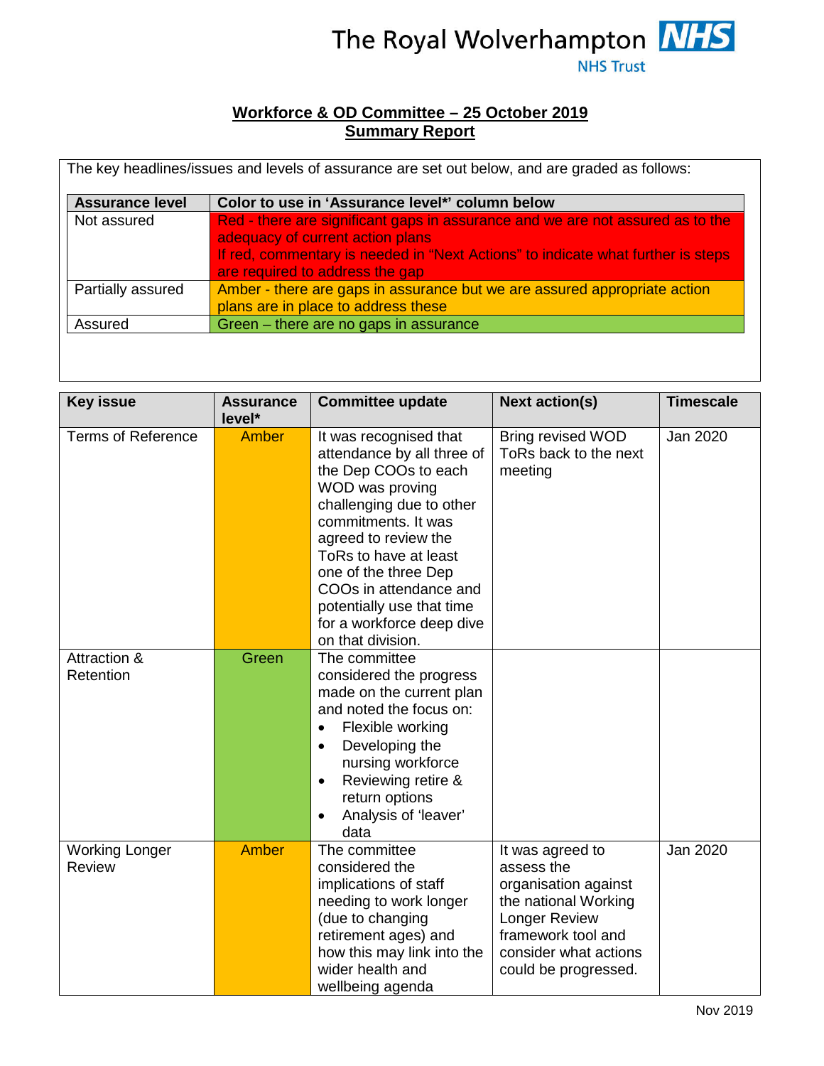The Royal Wolverhampton NHS Trust

## Workforce & OD Committee – 25 October 2019
## Summary Report

The key headlines/issues and levels of assurance are set out below, and are graded as follows:

| Assurance level | Color to use in 'Assurance level*' column below |
|---|---|
| Not assured | Red - there are significant gaps in assurance and we are not assured as to the adequacy of current action plans<br>If red, commentary is needed in "Next Actions" to indicate what further is steps are required to address the gap |
| Partially assured | Amber - there are gaps in assurance but we are assured appropriate action plans are in place to address these |
| Assured | Green – there are no gaps in assurance |

| Key issue | Assurance level* | Committee update | Next action(s) | Timescale |
|---|---|---|---|---|
| Terms of Reference | Amber | It was recognised that attendance by all three of the Dep COOs to each WOD was proving challenging due to other commitments. It was agreed to review the ToRs to have at least one of the three Dep COOs in attendance and potentially use that time for a workforce deep dive on that division. | Bring revised WOD ToRs back to the next meeting | Jan 2020 |
| Attraction & Retention | Green | The committee considered the progress made on the current plan and noted the focus on:<br>• Flexible working<br>• Developing the nursing workforce<br>• Reviewing retire & return options<br>• Analysis of 'leaver' data | | |
| Working Longer Review | Amber | The committee considered the implications of staff needing to work longer (due to changing retirement ages) and how this may link into the wider health and wellbeing agenda | It was agreed to assess the organisation against the national Working Longer Review framework tool and consider what actions could be progressed. | Jan 2020 |

Nov 2019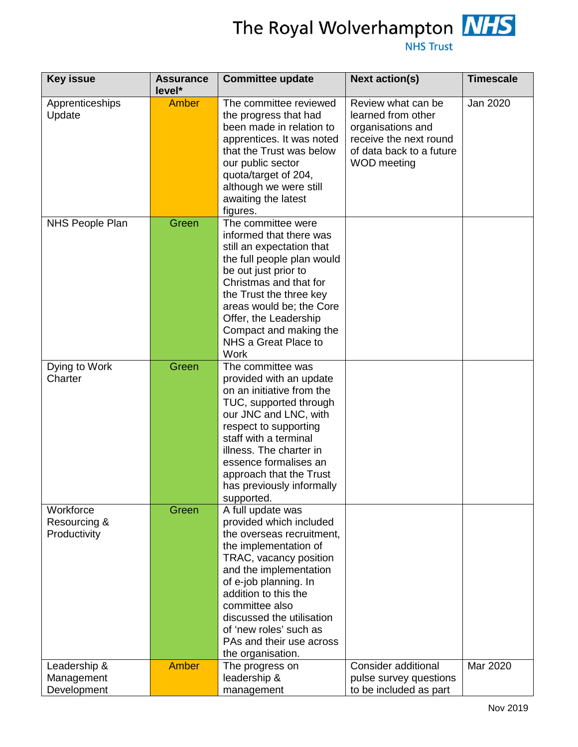| Key issue | Assurance level* | Committee update | Next action(s) | Timescale |
|---|---|---|---|---|
| Apprenticeships Update | Amber | The committee reviewed the progress that had been made in relation to apprentices. It was noted that the Trust was below our public sector quota/target of 204, although we were still awaiting the latest figures. | Review what can be learned from other organisations and receive the next round of data back to a future WOD meeting | Jan 2020 |
| NHS People Plan | Green | The committee were informed that there was still an expectation that the full people plan would be out just prior to Christmas and that for the Trust the three key areas would be; the Core Offer, the Leadership Compact and making the NHS a Great Place to Work | | |
| Dying to Work Charter | Green | The committee was provided with an update on an initiative from the TUC, supported through our JNC and LNC, with respect to supporting staff with a terminal illness. The charter in essence formalises an approach that the Trust has previously informally supported. | | |
| Workforce Resourcing & Productivity | Green | A full update was provided which included the overseas recruitment, the implementation of TRAC, vacancy position and the implementation of e-job planning. In addition to this the committee also discussed the utilisation of 'new roles' such as PAs and their use across the organisation. | | |
| Leadership & Management Development | Amber | The progress on leadership & management | Consider additional pulse survey questions to be included as part | Mar 2020 |

Nov 2019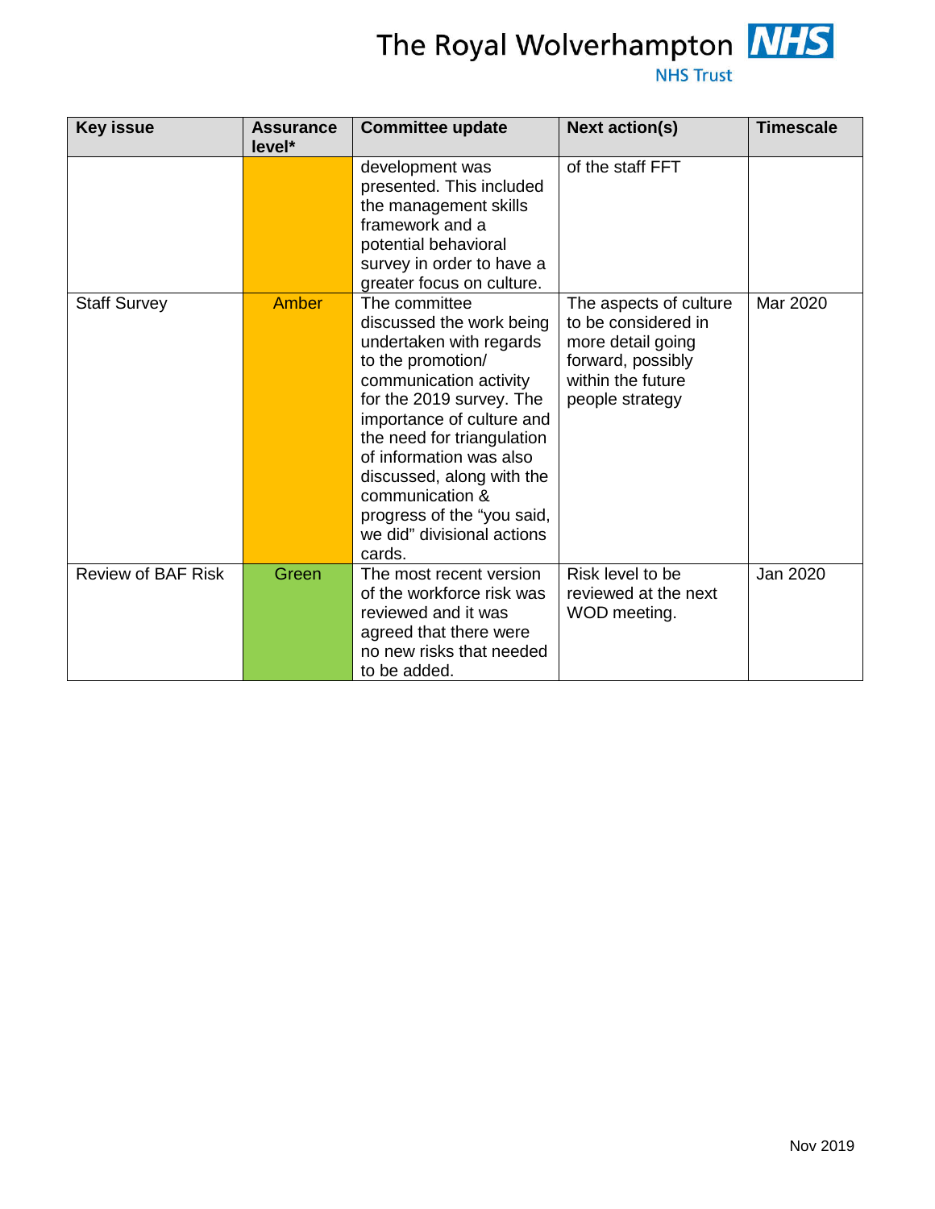| Key issue | Assurance level* | Committee update | Next action(s) | Timescale |
|---|---|---|---|---|
| | | development was presented. This included the management skills framework and a potential behavioral survey in order to have a greater focus on culture. | of the staff FFT | |
| Staff Survey | Amber | The committee discussed the work being undertaken with regards to the promotion/ communication activity for the 2019 survey. The importance of culture and the need for triangulation of information was also discussed, along with the communication & progress of the "you said, we did" divisional actions cards. | The aspects of culture to be considered in more detail going forward, possibly within the future people strategy | Mar 2020 |
| Review of BAF Risk | Green | The most recent version of the workforce risk was reviewed and it was agreed that there were no new risks that needed to be added. | Risk level to be reviewed at the next WOD meeting. | Jan 2020 |